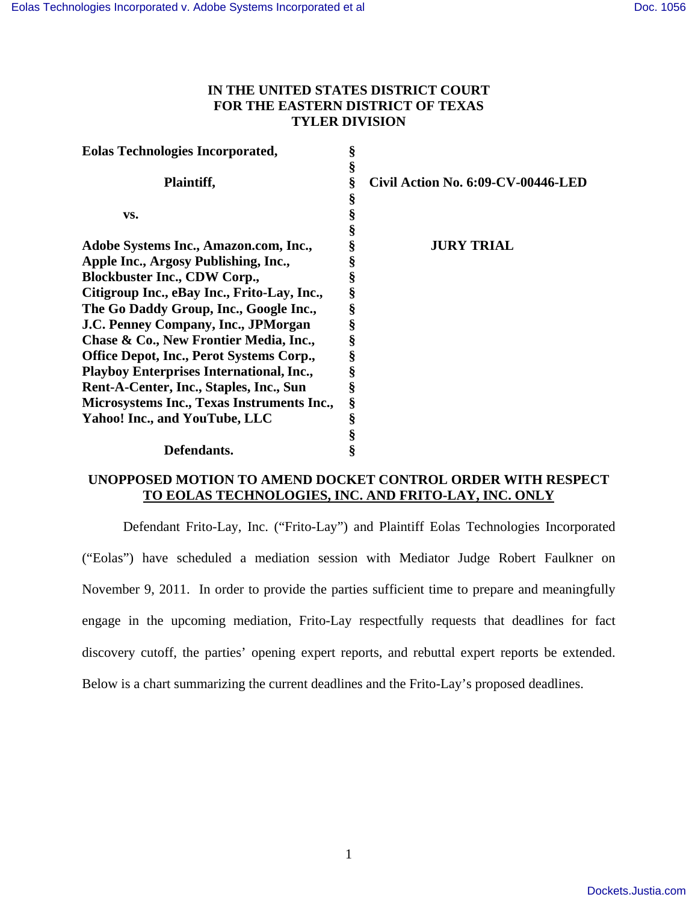**IN THE UNITED STATES DISTRICT COURT**
**FOR THE EASTERN DISTRICT OF TEXAS**
**TYLER DIVISION**

| | | |
|---|---|---|
| **Eolas Technologies Incorporated,** | § | |
| | § | |
| **Plaintiff,** | § | **Civil Action No. 6:09-CV-00446-LED** |
| | § | |
| **vs.** | § | |
| | § | |
| **Adobe Systems Inc., Amazon.com, Inc., Apple Inc., Argosy Publishing, Inc., Blockbuster Inc., CDW Corp., Citigroup Inc., eBay Inc., Frito-Lay, Inc., The Go Daddy Group, Inc., Google Inc., J.C. Penney Company, Inc., JPMorgan Chase & Co., New Frontier Media, Inc., Office Depot, Inc., Perot Systems Corp., Playboy Enterprises International, Inc., Rent-A-Center, Inc., Staples, Inc., Sun Microsystems Inc., Texas Instruments Inc., Yahoo! Inc., and YouTube, LLC** | § | **JURY TRIAL** |
| | § | |
| **Defendants.** | § | |

**UNOPPOSED MOTION TO AMEND DOCKET CONTROL ORDER WITH RESPECT TO EOLAS TECHNOLOGIES, INC. AND FRITO-LAY, INC. ONLY**

Defendant Frito-Lay, Inc. ("Frito-Lay") and Plaintiff Eolas Technologies Incorporated ("Eolas") have scheduled a mediation session with Mediator Judge Robert Faulkner on November 9, 2011. In order to provide the parties sufficient time to prepare and meaningfully engage in the upcoming mediation, Frito-Lay respectfully requests that deadlines for fact discovery cutoff, the parties' opening expert reports, and rebuttal expert reports be extended. Below is a chart summarizing the current deadlines and the Frito-Lay's proposed deadlines.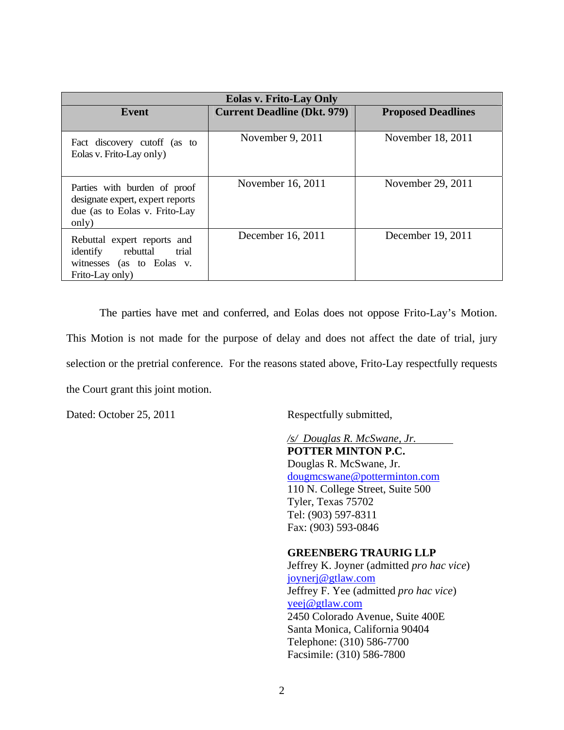| Eolas v. Frito-Lay Only | | |
|---|---|---|
| **Event** | **Current Deadline (Dkt. 979)** | **Proposed Deadlines** |
| Fact discovery cutoff (as to Eolas v. Frito-Lay only) | November 9, 2011 | November 18, 2011 |
| Parties with burden of proof designate expert, expert reports due (as to Eolas v. Frito-Lay only) | November 16, 2011 | November 29, 2011 |
| Rebuttal expert reports and identify rebuttal trial witnesses (as to Eolas v. Frito-Lay only) | December 16, 2011 | December 19, 2011 |

The parties have met and conferred, and Eolas does not oppose Frito-Lay's Motion. This Motion is not made for the purpose of delay and does not affect the date of trial, jury selection or the pretrial conference. For the reasons stated above, Frito-Lay respectfully requests the Court grant this joint motion.

Dated: October 25, 2011

Respectfully submitted,

*/s/ Douglas R. McSwane, Jr.*
**POTTER MINTON P.C.**
Douglas R. McSwane, Jr.
dougmcswane@potterminton.com
110 N. College Street, Suite 500
Tyler, Texas 75702
Tel: (903) 597-8311
Fax: (903) 593-0846

**GREENBERG TRAURIG LLP**
Jeffrey K. Joyner (admitted *pro hac vice*)
joynerj@gtlaw.com
Jeffrey F. Yee (admitted *pro hac vice*)
yeej@gtlaw.com
2450 Colorado Avenue, Suite 400E
Santa Monica, California 90404
Telephone: (310) 586-7700
Facsimile: (310) 586-7800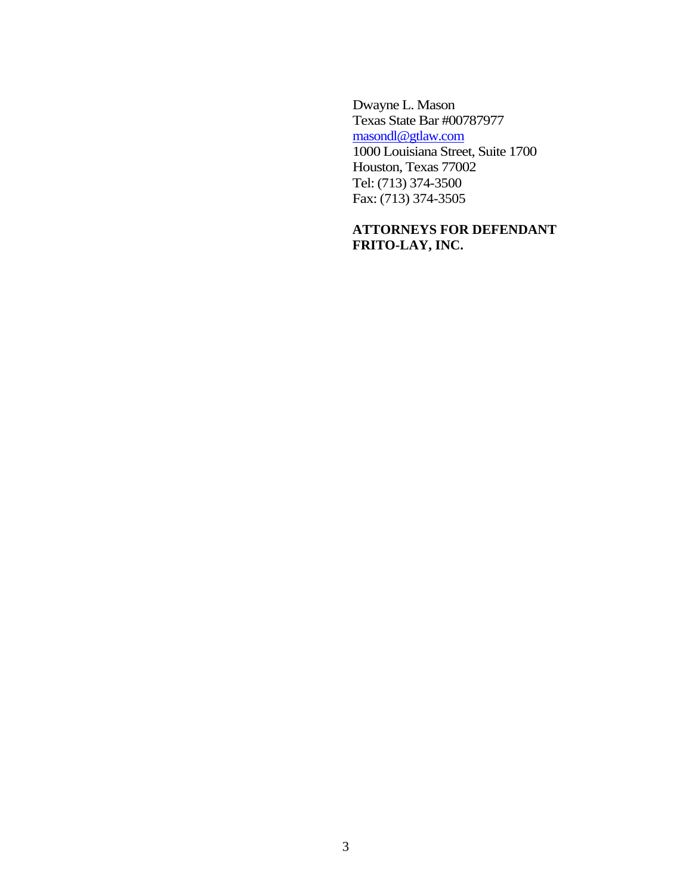Dwayne L. Mason
Texas State Bar #00787977
masondl@gtlaw.com
1000 Louisiana Street, Suite 1700
Houston, Texas 77002
Tel: (713) 374-3500
Fax: (713) 374-3505

**ATTORNEYS FOR DEFENDANT FRITO-LAY, INC.**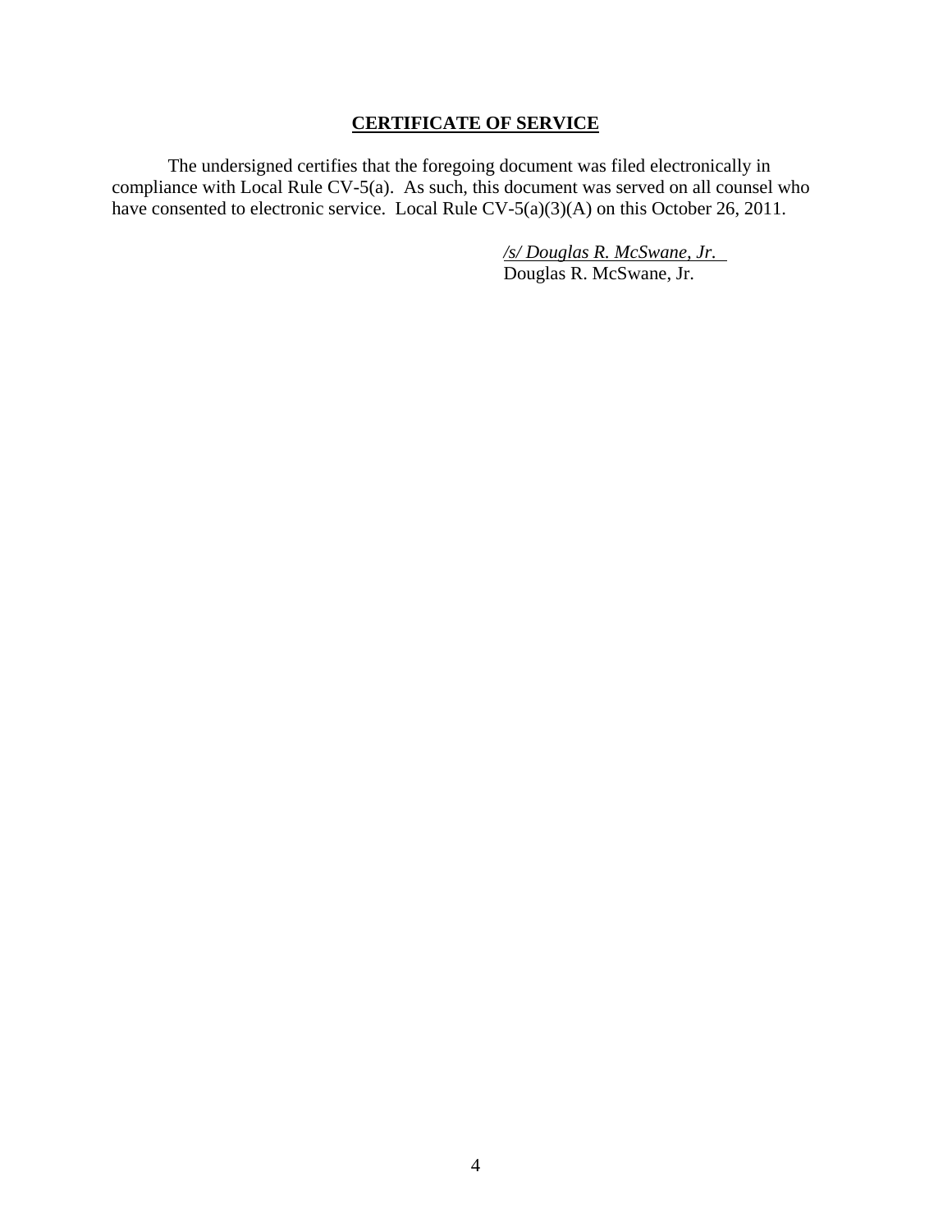**CERTIFICATE OF SERVICE**

The undersigned certifies that the foregoing document was filed electronically in compliance with Local Rule CV-5(a). As such, this document was served on all counsel who have consented to electronic service. Local Rule CV-5(a)(3)(A) on this October 26, 2011.

*/s/ Douglas R. McSwane, Jr.*
Douglas R. McSwane, Jr.